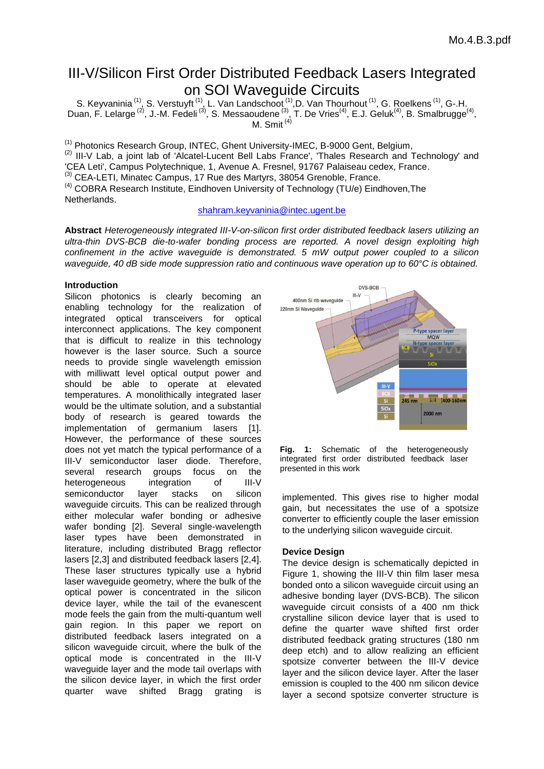# III-V/Silicon First Order Distributed Feedback Lasers Integrated on SOI Waveguide Circuits

S. Keyvaninia [1], S. Verstuyft [1], L. Van Landschoot [1], D. Van Thourhout [1], G. Roelkens [1], G.-H. Duan, F. Lelarge [2], J.-M. Fedeli [3], S. Messaoudene [3], T. De Vries[4], E.J. Geluk[4], B. Smalbrugge[4], M. Smit [4]

[1] Photonics Research Group, INTEC, Ghent University-IMEC, B-9000 Gent, Belgium,
[2] III-V Lab, a joint lab of 'Alcatel-Lucent Bell Labs France', 'Thales Research and Technology' and 'CEA Leti', Campus Polytechnique, 1, Avenue A. Fresnel, 91767 Palaiseau cedex, France.
[3] CEA-LETI, Minatec Campus, 17 Rue des Martyrs, 38054 Grenoble, France.
[4] COBRA Research Institute, Eindhoven University of Technology (TU/e) Eindhoven,The Netherlands.

shahram.keyvaninia@intec.ugent.be

**Abstract** *Heterogeneously integrated III-V-on-silicon first order distributed feedback lasers utilizing an ultra-thin DVS-BCB die-to-wafer bonding process are reported. A novel design exploiting high confinement in the active waveguide is demonstrated. 5 mW output power coupled to a silicon waveguide, 40 dB side mode suppression ratio and continuous wave operation up to 60°C is obtained.*

## Introduction

Silicon photonics is clearly becoming an enabling technology for the realization of integrated optical transceivers for optical interconnect applications. The key component that is difficult to realize in this technology however is the laser source. Such a source needs to provide single wavelength emission with milliwatt level optical output power and should be able to operate at elevated temperatures. A monolithically integrated laser would be the ultimate solution, and a substantial body of research is geared towards the implementation of germanium lasers [1]. However, the performance of these sources does not yet match the typical performance of a III-V semiconductor laser diode. Therefore, several research groups focus on the heterogeneous integration of III-V semiconductor layer stacks on silicon waveguide circuits. This can be realized through either molecular wafer bonding or adhesive wafer bonding [2]. Several single-wavelength laser types have been demonstrated in literature, including distributed Bragg reflector lasers [2,3] and distributed feedback lasers [2,4]. These laser structures typically use a hybrid laser waveguide geometry, where the bulk of the optical power is concentrated in the silicon device layer, while the tail of the evanescent mode feels the gain from the multi-quantum well gain region. In this paper we report on distributed feedback lasers integrated on a silicon waveguide circuit, where the bulk of the optical mode is concentrated in the III-V waveguide layer and the mode tail overlaps with the silicon device layer, in which the first order quarter wave shifted Bragg grating is implemented. This gives rise to higher modal gain, but necessitates the use of a spotsize converter to efficiently couple the laser emission to the underlying silicon waveguide circuit.

**Fig. 1:** Schematic of the heterogeneously integrated first order distributed feedback laser presented in this work

## Device Design

The device design is schematically depicted in Figure 1, showing the III-V thin film laser mesa bonded onto a silicon waveguide circuit using an adhesive bonding layer (DVS-BCB). The silicon waveguide circuit consists of a 400 nm thick crystalline silicon device layer that is used to define the quarter wave shifted first order distributed feedback grating structures (180 nm deep etch) and to allow realizing an efficient spotsize converter between the III-V device layer and the silicon device layer. After the laser emission is coupled to the 400 nm silicon device layer a second spotsize converter structure is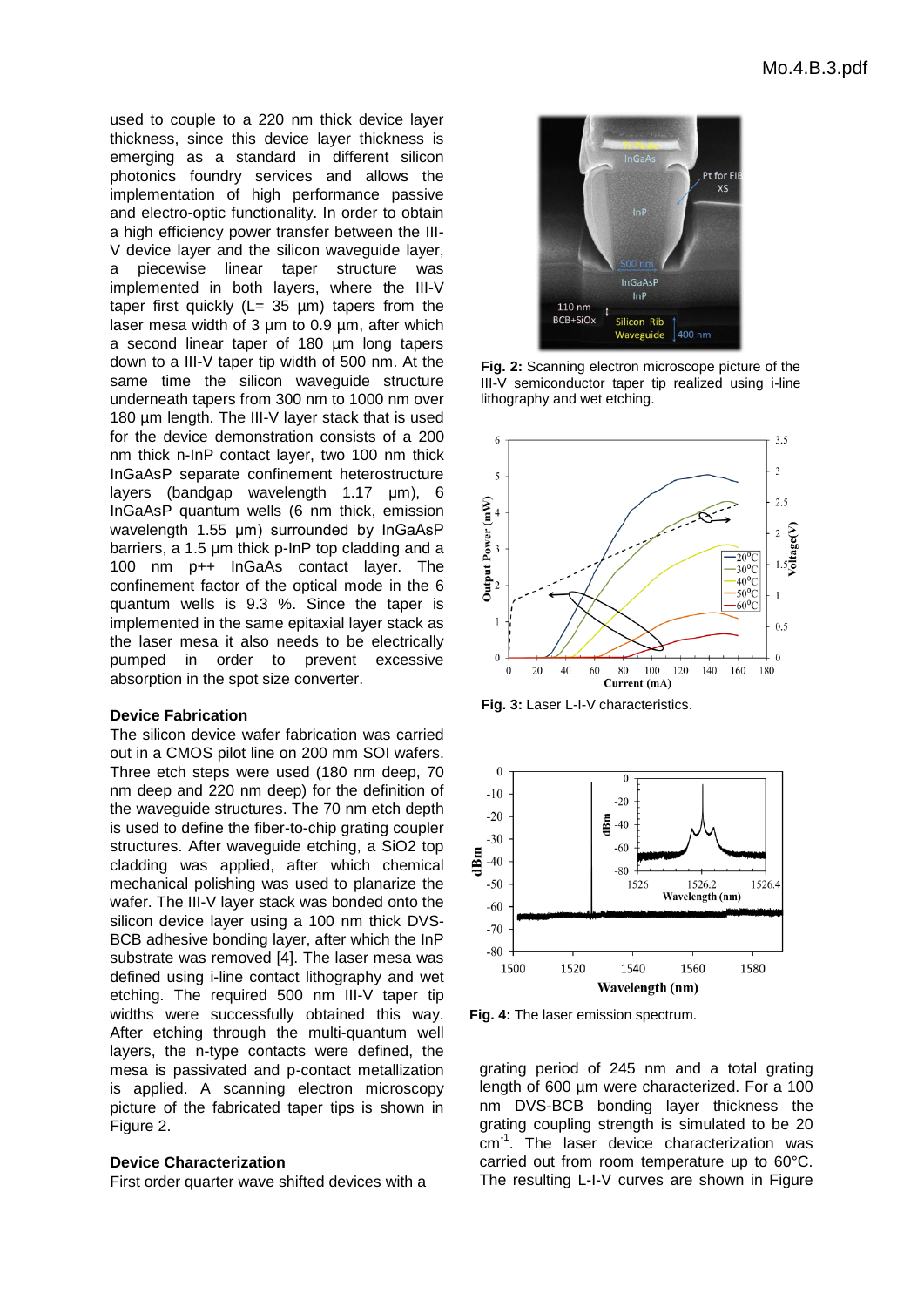used to couple to a 220 nm thick device layer thickness, since this device layer thickness is emerging as a standard in different silicon photonics foundry services and allows the implementation of high performance passive and electro-optic functionality. In order to obtain a high efficiency power transfer between the III-V device layer and the silicon waveguide layer, a piecewise linear taper structure was implemented in both layers, where the III-V taper first quickly (L= 35 µm) tapers from the laser mesa width of 3 µm to 0.9 µm, after which a second linear taper of 180 µm long tapers down to a III-V taper tip width of 500 nm. At the same time the silicon waveguide structure underneath tapers from 300 nm to 1000 nm over 180 µm length. The III-V layer stack that is used for the device demonstration consists of a 200 nm thick n-InP contact layer, two 100 nm thick InGaAsP separate confinement heterostructure layers (bandgap wavelength 1.17 µm), 6 InGaAsP quantum wells (6 nm thick, emission wavelength 1.55 µm) surrounded by InGaAsP barriers, a 1.5 µm thick p-InP top cladding and a 100 nm p++ InGaAs contact layer. The confinement factor of the optical mode in the 6 quantum wells is 9.3 %. Since the taper is implemented in the same epitaxial layer stack as the laser mesa it also needs to be electrically pumped in order to prevent excessive absorption in the spot size converter.

## Device Fabrication

The silicon device wafer fabrication was carried out in a CMOS pilot line on 200 mm SOI wafers. Three etch steps were used (180 nm deep, 70 nm deep and 220 nm deep) for the definition of the waveguide structures. The 70 nm etch depth is used to define the fiber-to-chip grating coupler structures. After waveguide etching, a SiO2 top cladding was applied, after which chemical mechanical polishing was used to planarize the wafer. The III-V layer stack was bonded onto the silicon device layer using a 100 nm thick DVS-BCB adhesive bonding layer, after which the InP substrate was removed [4]. The laser mesa was defined using i-line contact lithography and wet etching. The required 500 nm III-V taper tip widths were successfully obtained this way. After etching through the multi-quantum well layers, the n-type contacts were defined, the mesa is passivated and p-contact metallization is applied. A scanning electron microscopy picture of the fabricated taper tips is shown in Figure 2.

## Device Characterization

First order quarter wave shifted devices with a grating period of 245 nm and a total grating length of 600 µm were characterized. For a 100 nm DVS-BCB bonding layer thickness the grating coupling strength is simulated to be 20 $cm^{-1}$. The laser device characterization was carried out from room temperature up to 60°C. The resulting L-I-V curves are shown in Figure

**Fig. 2:** Scanning electron microscope picture of the III-V semiconductor taper tip realized using i-line lithography and wet etching.

**Fig. 3:** Laser L-I-V characteristics.

**Fig. 4:** The laser emission spectrum.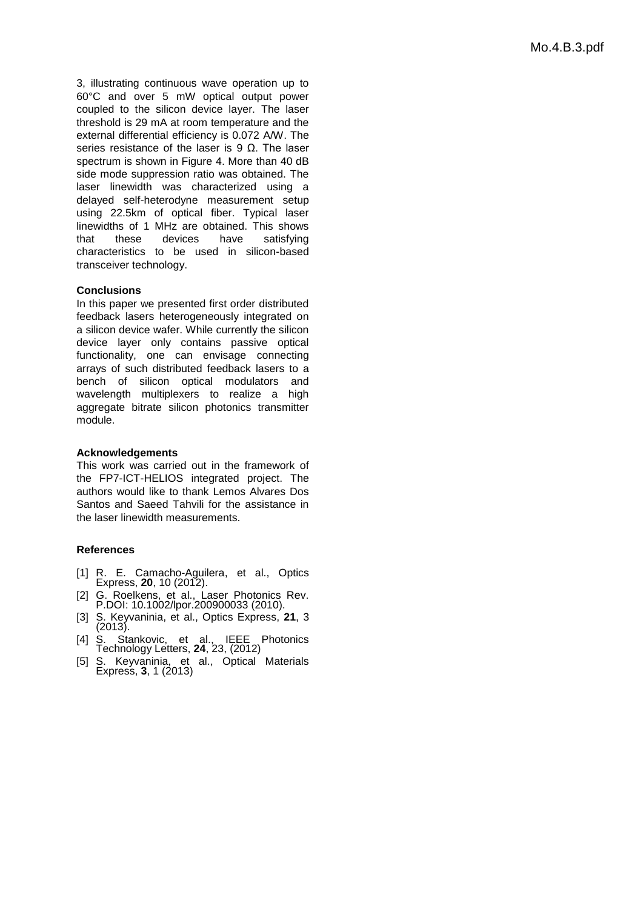3, illustrating continuous wave operation up to 60°C and over 5 mW optical output power coupled to the silicon device layer. The laser threshold is 29 mA at room temperature and the external differential efficiency is 0.072 A/W. The series resistance of the laser is 9 Ω. The laser spectrum is shown in Figure 4. More than 40 dB side mode suppression ratio was obtained. The laser linewidth was characterized using a delayed self-heterodyne measurement setup using 22.5km of optical fiber. Typical laser linewidths of 1 MHz are obtained. This shows that these devices have satisfying characteristics to be used in silicon-based transceiver technology.

**Conclusions**

In this paper we presented first order distributed feedback lasers heterogeneously integrated on a silicon device wafer. While currently the silicon device layer only contains passive optical functionality, one can envisage connecting arrays of such distributed feedback lasers to a bench of silicon optical modulators and wavelength multiplexers to realize a high aggregate bitrate silicon photonics transmitter module.

**Acknowledgements**

This work was carried out in the framework of the FP7-ICT-HELIOS integrated project. The authors would like to thank Lemos Alvares Dos Santos and Saeed Tahvili for the assistance in the laser linewidth measurements.

**References**

[1] R. E. Camacho-Aguilera, et al., Optics Express, **20**, 10 (2012).

[2] G. Roelkens, et al., Laser Photonics Rev. P.DOI: 10.1002/lpor.200900033 (2010).

[3] S. Keyvaninia, et al., Optics Express, **21**, 3 (2013).

[4] S. Stankovic, et al., IEEE Photonics Technology Letters, **24**, 23, (2012)

[5] S. Keyvaninia, et al., Optical Materials Express, **3**, 1 (2013)